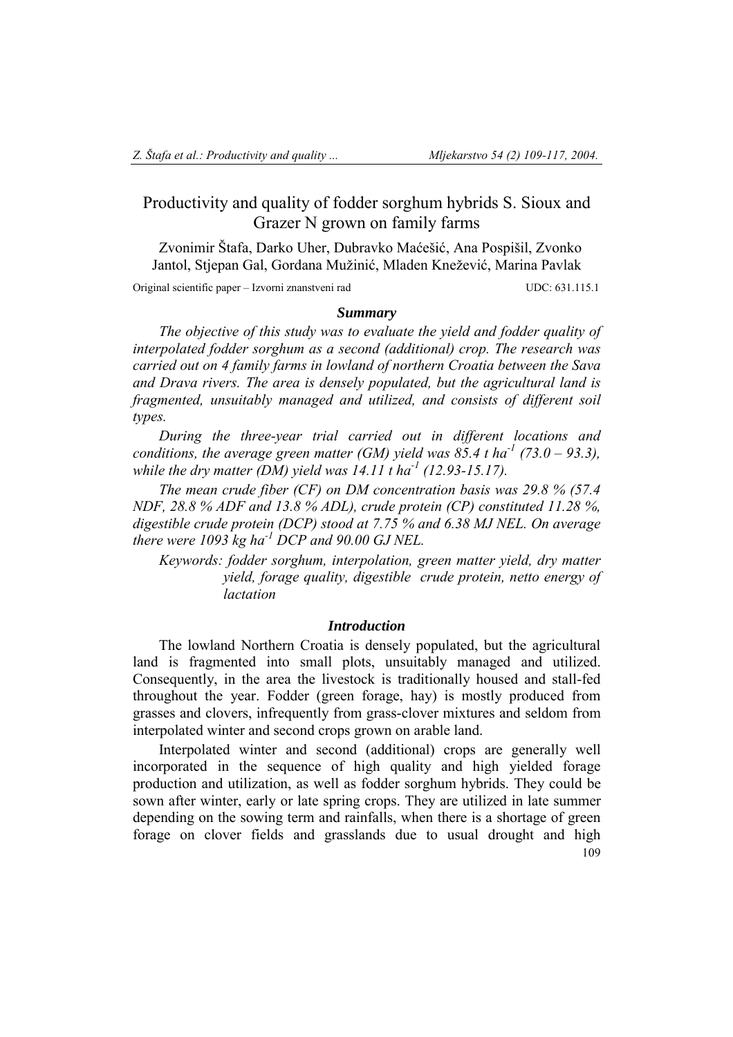# Productivity and quality of fodder sorghum hybrids S. Sioux and Grazer N grown on family farms

Zvonimir Štafa, Darko Uher, Dubravko Maćešić, Ana Pospišil, Zvonko Jantol, Stjepan Gal, Gordana Mužinić, Mladen Knežević, Marina Pavlak

Original scientific paper – Izvorni znanstveni rad UDC: 631.115.1

## *Summary*

*The objective of this study was to evaluate the yield and fodder quality of interpolated fodder sorghum as a second (additional) crop. The research was carried out on 4 family farms in lowland of northern Croatia between the Sava and Drava rivers. The area is densely populated, but the agricultural land is fragmented, unsuitably managed and utilized, and consists of different soil types.*

*During the three-year trial carried out in different locations and conditions, the average green matter (GM) yield was 85.4 t ha$^{-1}$ (73.0 – 93.3), while the dry matter (DM) yield was 14.11 t ha$^{-1}$ (12.93-15.17).*

*The mean crude fiber (CF) on DM concentration basis was 29.8 % (57.4 NDF, 28.8 % ADF and 13.8 % ADL), crude protein (CP) constituted 11.28 %, digestible crude protein (DCP) stood at 7.75 % and 6.38 MJ NEL. On average there were 1093 kg ha$^{-1}$ DCP and 90.00 GJ NEL.*

*Keywords: fodder sorghum, interpolation, green matter yield, dry matter yield, forage quality, digestible crude protein, netto energy of lactation*

## *Introduction*

The lowland Northern Croatia is densely populated, but the agricultural land is fragmented into small plots, unsuitably managed and utilized. Consequently, in the area the livestock is traditionally housed and stall-fed throughout the year. Fodder (green forage, hay) is mostly produced from grasses and clovers, infrequently from grass-clover mixtures and seldom from interpolated winter and second crops grown on arable land.

Interpolated winter and second (additional) crops are generally well incorporated in the sequence of high quality and high yielded forage production and utilization, as well as fodder sorghum hybrids. They could be sown after winter, early or late spring crops. They are utilized in late summer depending on the sowing term and rainfalls, when there is a shortage of green forage on clover fields and grasslands due to usual drought and high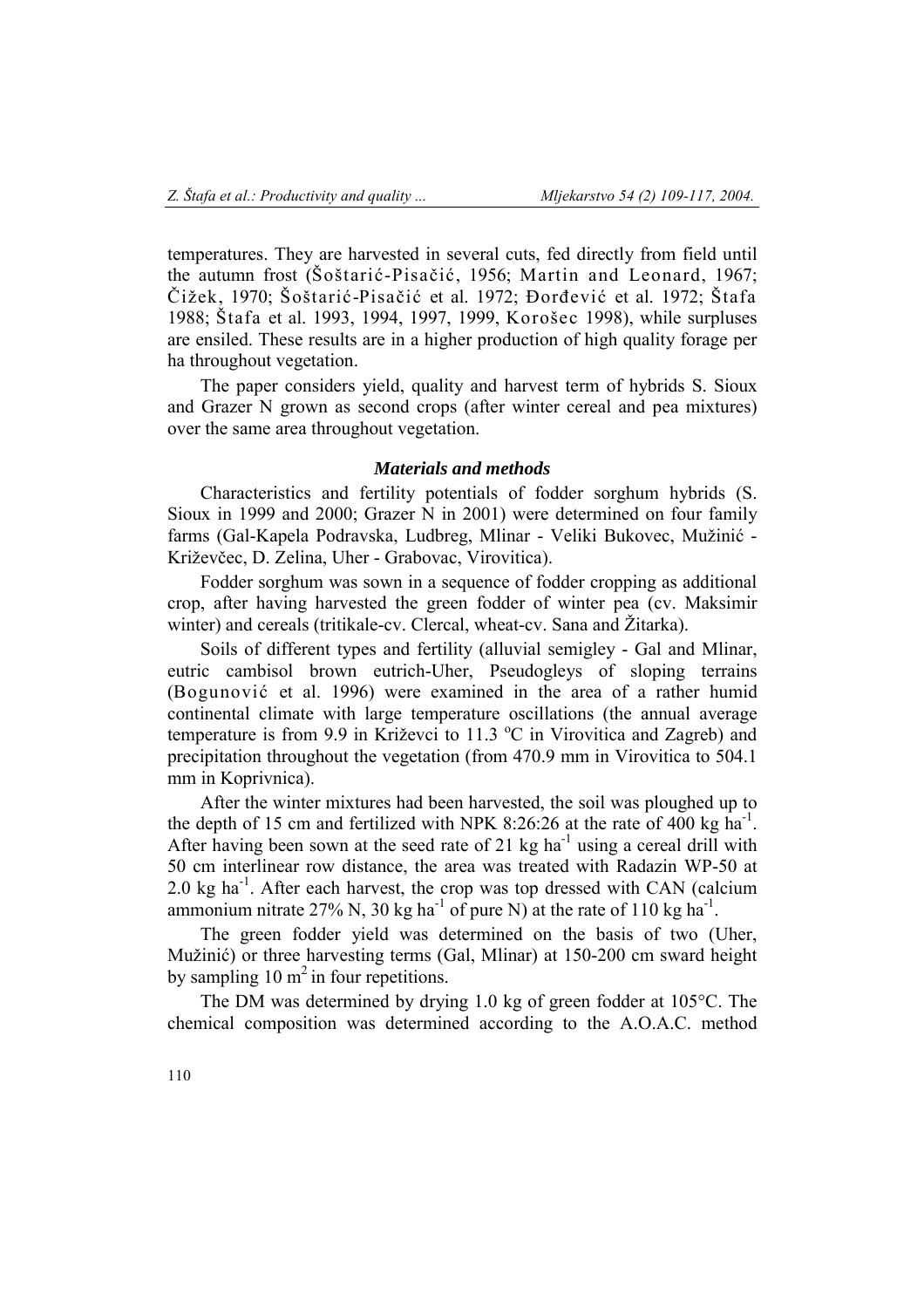temperatures. They are harvested in several cuts, fed directly from field until the autumn frost (Šoštarić-Pisačić, 1956; Martin and Leonard, 1967; Čižek, 1970; Šoštarić-Pisačić et al. 1972; Đorđević et al. 1972; Štafa 1988; Štafa et al. 1993, 1994, 1997, 1999, Korošec 1998), while surpluses are ensiled. These results are in a higher production of high quality forage per ha throughout vegetation.

The paper considers yield, quality and harvest term of hybrids S. Sioux and Grazer N grown as second crops (after winter cereal and pea mixtures) over the same area throughout vegetation.

### *Materials and methods*

Characteristics and fertility potentials of fodder sorghum hybrids (S. Sioux in 1999 and 2000; Grazer N in 2001) were determined on four family farms (Gal-Kapela Podravska, Ludbreg, Mlinar - Veliki Bukovec, Mužinić - Križevčec, D. Zelina, Uher - Grabovac, Virovitica).

Fodder sorghum was sown in a sequence of fodder cropping as additional crop, after having harvested the green fodder of winter pea (cv. Maksimir winter) and cereals (tritikale-cv. Clercal, wheat-cv. Sana and Žitarka).

Soils of different types and fertility (alluvial semigley - Gal and Mlinar, eutric cambisol brown eutrich-Uher, Pseudogleys of sloping terrains (Bogunović et al. 1996) were examined in the area of a rather humid continental climate with large temperature oscillations (the annual average temperature is from 9.9 in Križevci to 11.3 $^{o}$C in Virovitica and Zagreb) and precipitation throughout the vegetation (from 470.9 mm in Virovitica to 504.1 mm in Koprivnica).

After the winter mixtures had been harvested, the soil was ploughed up to the depth of 15 cm and fertilized with NPK 8:26:26 at the rate of 400 kg ha$^{-1}$. After having been sown at the seed rate of 21 kg ha$^{-1}$ using a cereal drill with 50 cm interlinear row distance, the area was treated with Radazin WP-50 at 2.0 kg ha$^{-1}$. After each harvest, the crop was top dressed with CAN (calcium ammonium nitrate 27% N, 30 kg ha$^{-1}$ of pure N) at the rate of 110 kg ha$^{-1}$.

The green fodder yield was determined on the basis of two (Uher, Mužinić) or three harvesting terms (Gal, Mlinar) at 150-200 cm sward height by sampling 10 m$^{2}$ in four repetitions.

The DM was determined by drying 1.0 kg of green fodder at 105°C. The chemical composition was determined according to the A.O.A.C. method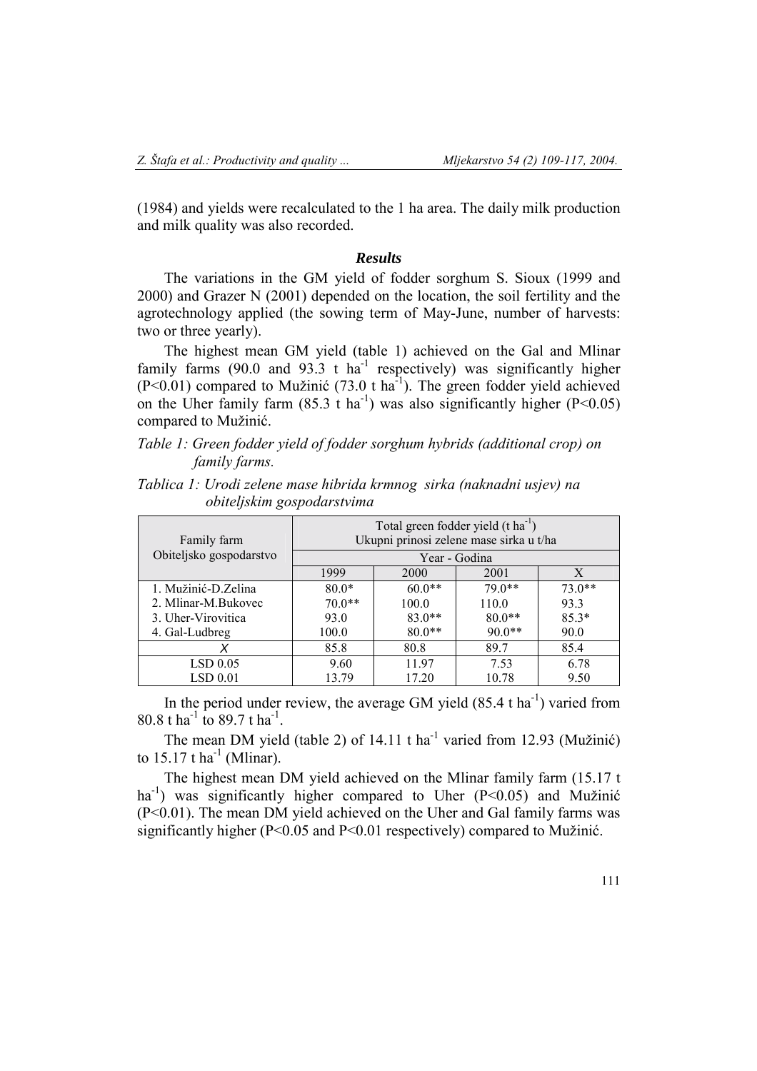(1984) and yields were recalculated to the 1 ha area. The daily milk production and milk quality was also recorded.

### *Results*

The variations in the GM yield of fodder sorghum S. Sioux (1999 and 2000) and Grazer N (2001) depended on the location, the soil fertility and the agrotechnology applied (the sowing term of May-June, number of harvests: two or three yearly).

The highest mean GM yield (table 1) achieved on the Gal and Mlinar family farms (90.0 and 93.3 t ha$^{-1}$ respectively) was significantly higher ($P<0.01$) compared to Mužinić (73.0 t ha$^{-1}$). The green fodder yield achieved on the Uher family farm (85.3 t ha$^{-1}$) was also significantly higher ($P<0.05$) compared to Mužinić.

*Table 1: Green fodder yield of fodder sorghum hybrids (additional crop) on family farms.*

*Tablica 1: Urodi zelene mase hibrida krmnog sirka (naknadni usjev) na obiteljskim gospodarstvima*

| Family farm<br>Obiteljsko gospodarstvo | Total green fodder yield (t ha$^{-1}$)<br>Ukupni prinosi zelene mase sirka u t/ha | | | |
|---|---|---|---|---|
| | Year - Godina | | | |
| | 1999 | 2000 | 2001 | X |
| 1. Mužinić-D.Zelina | 80.0* | 60.0** | 79.0** | 73.0** |
| 2. Mlinar-M.Bukovec | 70.0** | 100.0 | 110.0 | 93.3 |
| 3. Uher-Virovitica | 93.0 | 83.0** | 80.0** | 85.3* |
| 4. Gal-Ludbreg | 100.0 | 80.0** | 90.0** | 90.0 |
| $X$ | 85.8 | 80.8 | 89.7 | 85.4 |
| LSD 0.05 | 9.60 | 11.97 | 7.53 | 6.78 |
| LSD 0.01 | 13.79 | 17.20 | 10.78 | 9.50 |

In the period under review, the average GM yield (85.4 t ha$^{-1}$) varied from 80.8 t ha$^{-1}$ to 89.7 t ha$^{-1}$.

The mean DM yield (table 2) of 14.11 t ha$^{-1}$ varied from 12.93 (Mužinić) to 15.17 t ha$^{-1}$ (Mlinar).

The highest mean DM yield achieved on the Mlinar family farm (15.17 t ha$^{-1}$) was significantly higher compared to Uher ($P<0.05$) and Mužinić ($P<0.01$). The mean DM yield achieved on the Uher and Gal family farms was significantly higher ($P<0.05$ and $P<0.01$ respectively) compared to Mužinić.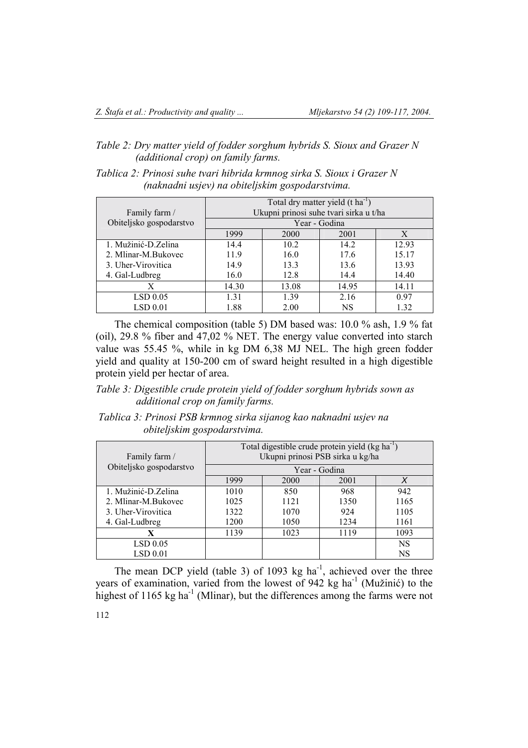*Table 2: Dry matter yield of fodder sorghum hybrids S. Sioux and Grazer N (additional crop) on family farms.*

*Tablica 2: Prinosi suhe tvari hibrida krmnog sirka S. Sioux i Grazer N (naknadni usjev) na obiteljskim gospodarstvima.*

| Family farm / Obiteljsko gospodarstvo | Total dry matter yield (t $ha^{-1}$) Ukupni prinosi suhe tvari sirka u t/ha | | | |
|---|---|---|---|---|
| | Year - Godina | | | |
| | 1999 | 2000 | 2001 | X |
| 1. Mužinić-D.Zelina | 14.4 | 10.2 | 14.2 | 12.93 |
| 2. Mlinar-M.Bukovec | 11.9 | 16.0 | 17.6 | 15.17 |
| 3. Uher-Virovitica | 14.9 | 13.3 | 13.6 | 13.93 |
| 4. Gal-Ludbreg | 16.0 | 12.8 | 14.4 | 14.40 |
| X | 14.30 | 13.08 | 14.95 | 14.11 |
| LSD 0.05 | 1.31 | 1.39 | 2.16 | 0.97 |
| LSD 0.01 | 1.88 | 2.00 | NS | 1.32 |

The chemical composition (table 5) DM based was: 10.0 % ash, 1.9 % fat (oil), 29.8 % fiber and 47,02 % NET. The energy value converted into starch value was 55.45 %, while in kg DM 6,38 MJ NEL. The high green fodder yield and quality at 150-200 cm of sward height resulted in a high digestible protein yield per hectar of area.

*Table 3: Digestible crude protein yield of fodder sorghum hybrids sown as additional crop on family farms.*

*Tablica 3: Prinosi PSB krmnog sirka sijanog kao naknadni usjev na obiteljskim gospodarstvima.*

| Family farm / Obiteljsko gospodarstvo | Total digestible crude protein yield (kg $ha^{-1}$) Ukupni prinosi PSB sirka u kg/ha | | | |
|---|---|---|---|---|
| | Year - Godina | | | |
| | 1999 | 2000 | 2001 | *X* |
| 1. Mužinić-D.Zelina | 1010 | 850 | 968 | 942 |
| 2. Mlinar-M.Bukovec | 1025 | 1121 | 1350 | 1165 |
| 3. Uher-Virovitica | 1322 | 1070 | 924 | 1105 |
| 4. Gal-Ludbreg | 1200 | 1050 | 1234 | 1161 |
| **X** | 1139 | 1023 | 1119 | 1093 |
| LSD 0.05 | | | | NS |
| LSD 0.01 | | | | NS |

The mean DCP yield (table 3) of 1093 kg $ha^{-1}$, achieved over the three years of examination, varied from the lowest of 942 kg $ha^{-1}$ (Mužinić) to the highest of 1165 kg $ha^{-1}$ (Mlinar), but the differences among the farms were not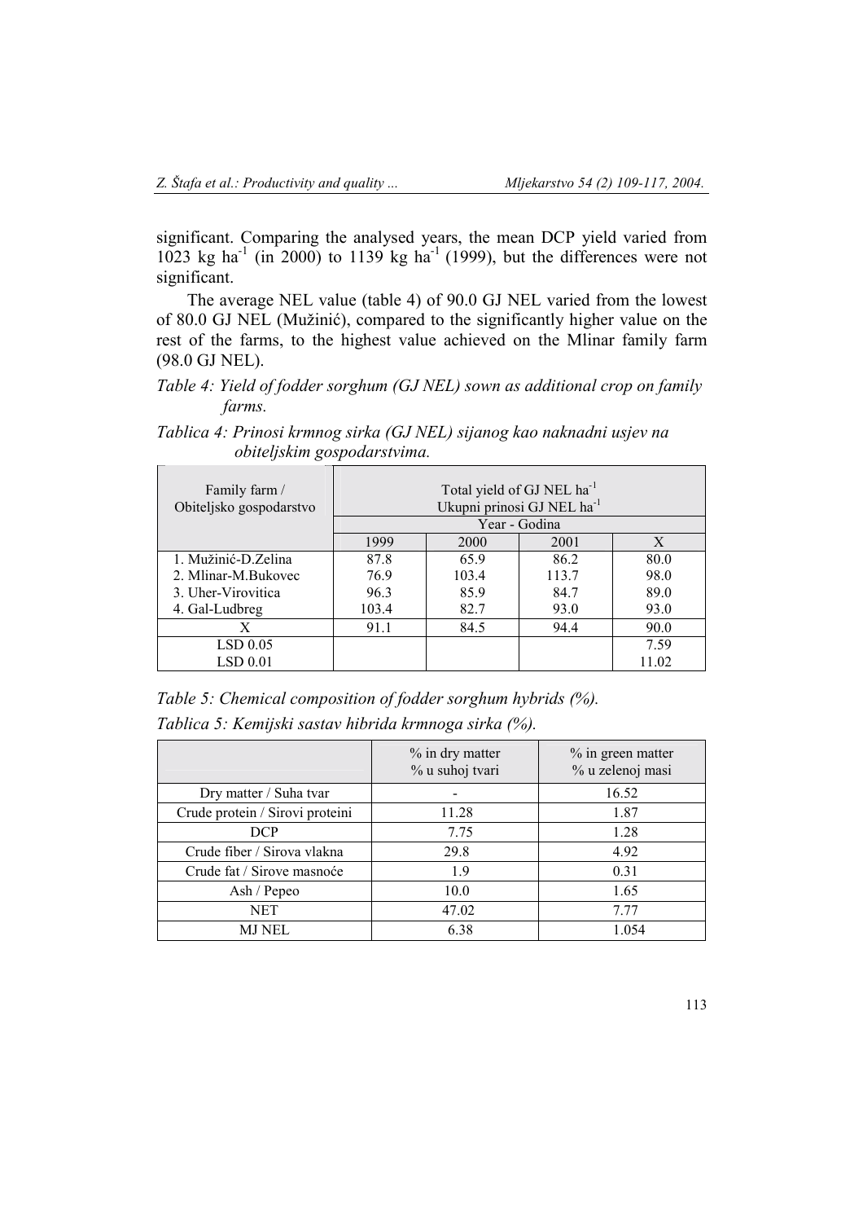significant. Comparing the analysed years, the mean DCP yield varied from 1023 kg ha$^{-1}$ (in 2000) to 1139 kg ha$^{-1}$ (1999), but the differences were not significant.

The average NEL value (table 4) of 90.0 GJ NEL varied from the lowest of 80.0 GJ NEL (Mužinić), compared to the significantly higher value on the rest of the farms, to the highest value achieved on the Mlinar family farm (98.0 GJ NEL).

*Table 4: Yield of fodder sorghum (GJ NEL) sown as additional crop on family farms.*

*Tablica 4: Prinosi krmnog sirka (GJ NEL) sijanog kao naknadni usjev na obiteljskim gospodarstvima.*

| Family farm / Obiteljsko gospodarstvo | Total yield of GJ NEL ha$^{-1}$ Ukupni prinosi GJ NEL ha$^{-1}$ | | | |
|---|---|---|---|---|
| | Year - Godina | | | |
| | 1999 | 2000 | 2001 | X |
| 1. Mužinić-D.Zelina | 87.8 | 65.9 | 86.2 | 80.0 |
| 2. Mlinar-M.Bukovec | 76.9 | 103.4 | 113.7 | 98.0 |
| 3. Uher-Virovitica | 96.3 | 85.9 | 84.7 | 89.0 |
| 4. Gal-Ludbreg | 103.4 | 82.7 | 93.0 | 93.0 |
| X | 91.1 | 84.5 | 94.4 | 90.0 |
| LSD 0.05 | | | | 7.59 |
| LSD 0.01 | | | | 11.02 |

*Table 5: Chemical composition of fodder sorghum hybrids (%).*

*Tablica 5: Kemijski sastav hibrida krmnoga sirka (%).*

| | % in dry matter % u suhoj tvari | % in green matter % u zelenoj masi |
|---|---|---|
| Dry matter / Suha tvar | - | 16.52 |
| Crude protein / Sirovi proteini | 11.28 | 1.87 |
| DCP | 7.75 | 1.28 |
| Crude fiber / Sirova vlakna | 29.8 | 4.92 |
| Crude fat / Sirove masnoće | 1.9 | 0.31 |
| Ash / Pepeo | 10.0 | 1.65 |
| NET | 47.02 | 7.77 |
| MJ NEL | 6.38 | 1.054 |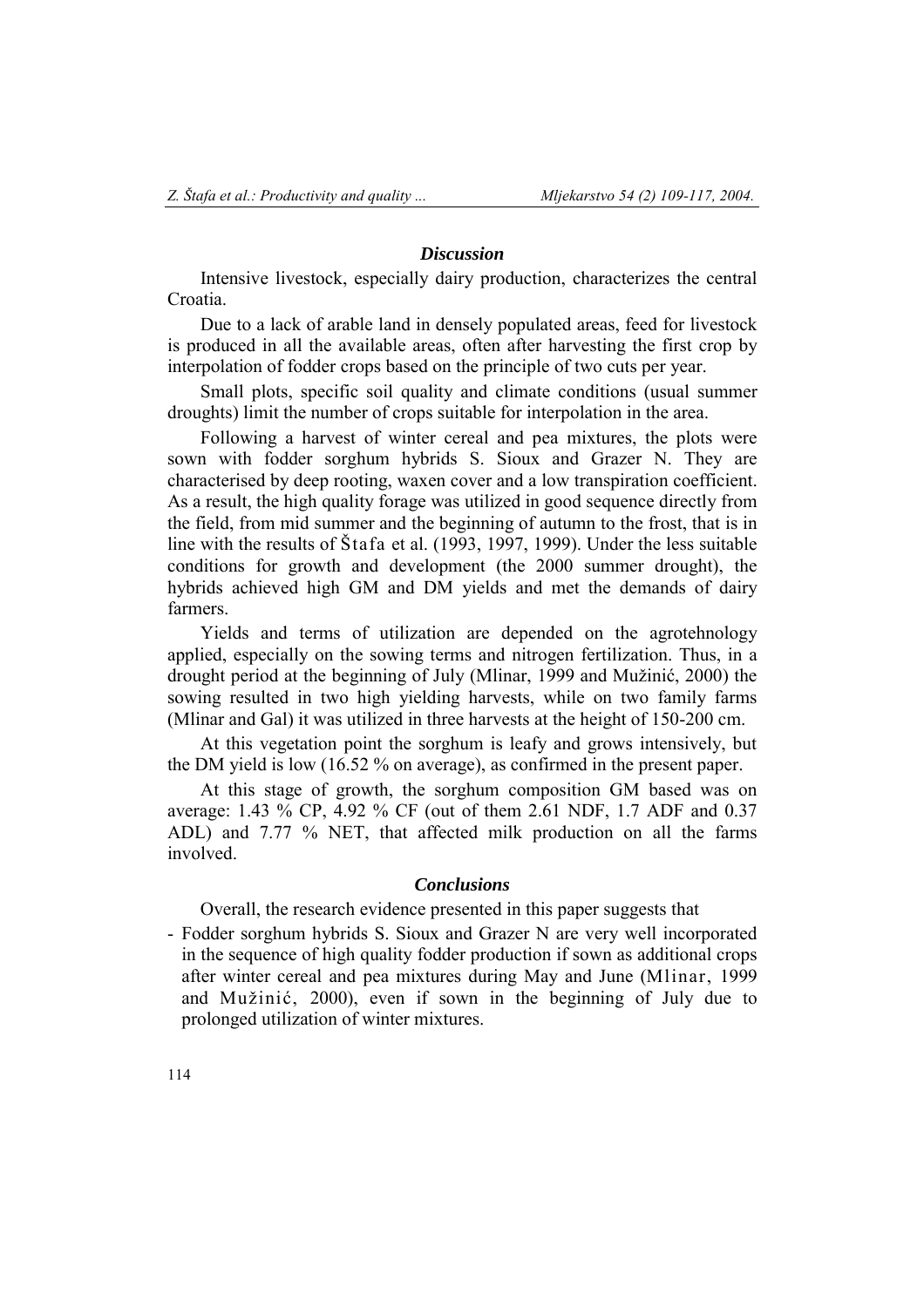### *Discussion*

Intensive livestock, especially dairy production, characterizes the central Croatia.

Due to a lack of arable land in densely populated areas, feed for livestock is produced in all the available areas, often after harvesting the first crop by interpolation of fodder crops based on the principle of two cuts per year.

Small plots, specific soil quality and climate conditions (usual summer droughts) limit the number of crops suitable for interpolation in the area.

Following a harvest of winter cereal and pea mixtures, the plots were sown with fodder sorghum hybrids S. Sioux and Grazer N. They are characterised by deep rooting, waxen cover and a low transpiration coefficient. As a result, the high quality forage was utilized in good sequence directly from the field, from mid summer and the beginning of autumn to the frost, that is in line with the results of Štafa et al. (1993, 1997, 1999). Under the less suitable conditions for growth and development (the 2000 summer drought), the hybrids achieved high GM and DM yields and met the demands of dairy farmers.

Yields and terms of utilization are depended on the agrotehnology applied, especially on the sowing terms and nitrogen fertilization. Thus, in a drought period at the beginning of July (Mlinar, 1999 and Mužinić, 2000) the sowing resulted in two high yielding harvests, while on two family farms (Mlinar and Gal) it was utilized in three harvests at the height of 150-200 cm.

At this vegetation point the sorghum is leafy and grows intensively, but the DM yield is low (16.52 % on average), as confirmed in the present paper.

At this stage of growth, the sorghum composition GM based was on average: 1.43 % CP, 4.92 % CF (out of them 2.61 NDF, 1.7 ADF and 0.37 ADL) and 7.77 % NET, that affected milk production on all the farms involved.

### *Conclusions*

Overall, the research evidence presented in this paper suggests that

- Fodder sorghum hybrids S. Sioux and Grazer N are very well incorporated in the sequence of high quality fodder production if sown as additional crops after winter cereal and pea mixtures during May and June (Mlinar, 1999 and Mužinić, 2000), even if sown in the beginning of July due to prolonged utilization of winter mixtures.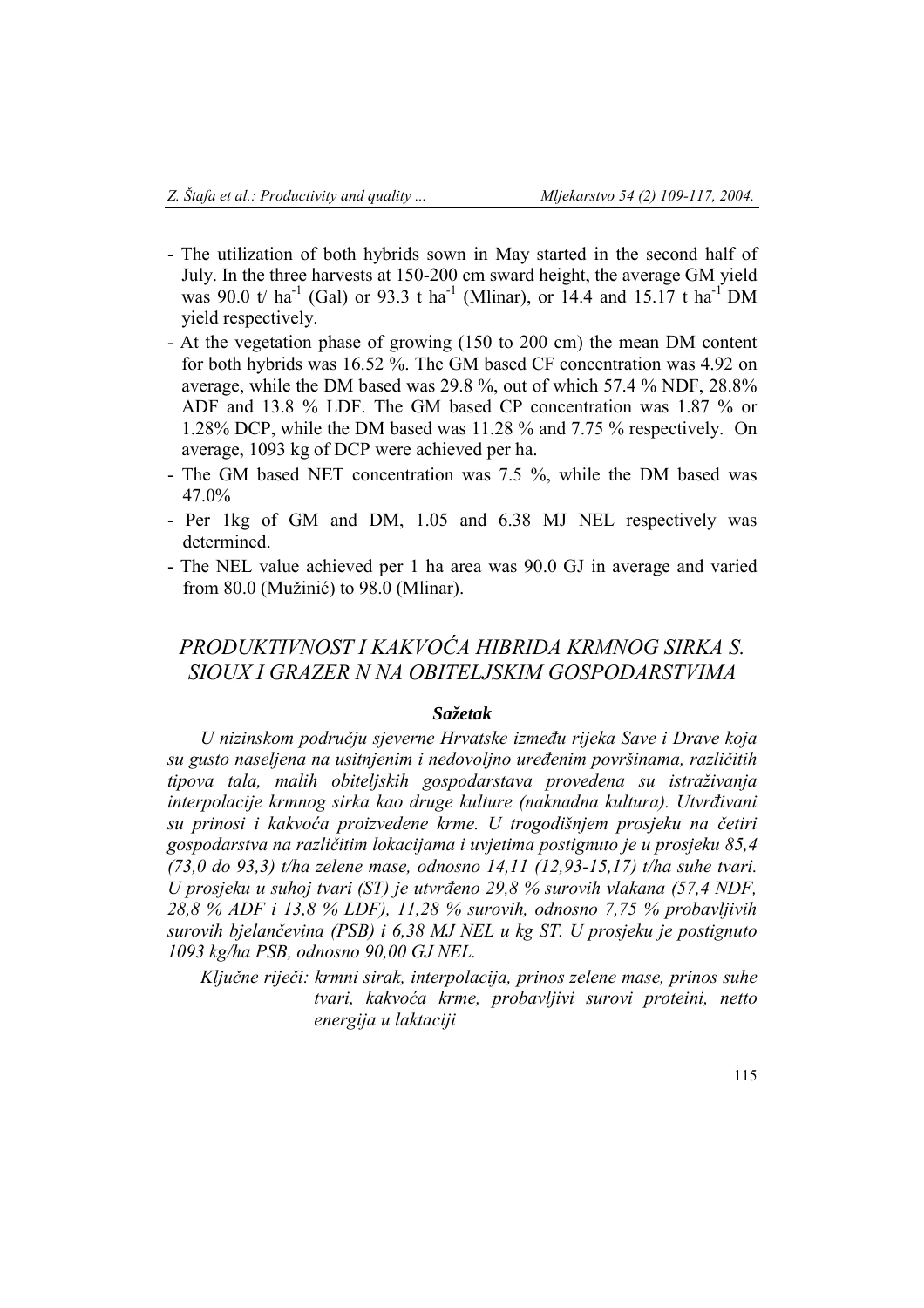- The utilization of both hybrids sown in May started in the second half of July. In the three harvests at 150-200 cm sward height, the average GM yield was 90.0 t/ ha$^{-1}$ (Gal) or 93.3 t ha$^{-1}$ (Mlinar), or 14.4 and 15.17 t ha$^{-1}$ DM yield respectively.
- At the vegetation phase of growing (150 to 200 cm) the mean DM content for both hybrids was 16.52 %. The GM based CF concentration was 4.92 on average, while the DM based was 29.8 %, out of which 57.4 % NDF, 28.8% ADF and 13.8 % LDF. The GM based CP concentration was 1.87 % or 1.28% DCP, while the DM based was 11.28 % and 7.75 % respectively. On average, 1093 kg of DCP were achieved per ha.
- The GM based NET concentration was 7.5 %, while the DM based was 47.0%
- Per 1kg of GM and DM, 1.05 and 6.38 MJ NEL respectively was determined.
- The NEL value achieved per 1 ha area was 90.0 GJ in average and varied from 80.0 (Mužinić) to 98.0 (Mlinar).

## *PRODUKTIVNOST I KAKVOĆA HIBRIDA KRMNOG SIRKA S. SIOUX I GRAZER N NA OBITELJSKIM GOSPODARSTVIMA*

### *Sažetak*

*U nizinskom području sjeverne Hrvatske između rijeka Save i Drave koja su gusto naseljena na usitnjenim i nedovoljno uređenim površinama, različitih tipova tala, malih obiteljskih gospodarstava provedena su istraživanja interpolacije krmnog sirka kao druge kulture (naknadna kultura). Utvrđivani su prinosi i kakvoća proizvedene krme. U trogodišnjem prosjeku na četiri gospodarstva na različitim lokacijama i uvjetima postignuto je u prosjeku 85,4 (73,0 do 93,3) t/ha zelene mase, odnosno 14,11 (12,93-15,17) t/ha suhe tvari. U prosjeku u suhoj tvari (ST) je utvrđeno 29,8 % surovih vlakana (57,4 NDF, 28,8 % ADF i 13,8 % LDF), 11,28 % surovih, odnosno 7,75 % probavljivih surovih bjelančevina (PSB) i 6,38 MJ NEL u kg ST. U prosjeku je postignuto 1093 kg/ha PSB, odnosno 90,00 GJ NEL.*

*Ključne riječi: krmni sirak, interpolacija, prinos zelene mase, prinos suhe tvari, kakvoća krme, probavljivi surovi proteini, netto energija u laktaciji*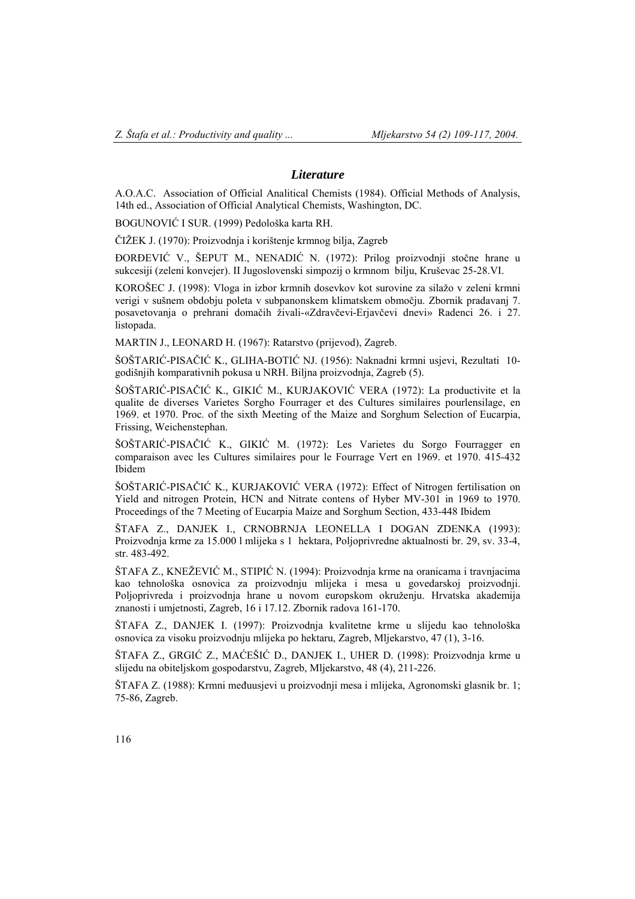## *Literature*

A.O.A.C. Association of Official Analitical Chemists (1984). Official Methods of Analysis, 14th ed., Association of Official Analytical Chemists, Washington, DC.

BOGUNOVIĆ I SUR. (1999) Pedološka karta RH.

ČIŽEK J. (1970): Proizvodnja i korištenje krmnog bilja, Zagreb

ĐORĐEVIĆ V., ŠEPUT M., NENADIĆ N. (1972): Prilog proizvodnji stočne hrane u sukcesiji (zeleni konvejer). II Jugoslovenski simpozij o krmnom bilju, Kruševac 25-28.VI.

KOROŠEC J. (1998): Vloga in izbor krmnih dosevkov kot surovine za silažo v zeleni krmni verigi v sušnem obdobju poleta v subpanonskem klimatskem območju. Zbornik pradavanj 7. posavetovanja o prehrani domačih živali-«Zdravčevi-Erjavčevi dnevi» Radenci 26. i 27. listopada.

MARTIN J., LEONARD H. (1967): Ratarstvo (prijevod), Zagreb.

ŠOŠTARIĆ-PISAČIĆ K., GLIHA-BOTIĆ NJ. (1956): Naknadni krmni usjevi, Rezultati 10-godišnjih komparativnih pokusa u NRH. Biljna proizvodnja, Zagreb (5).

ŠOŠTARIĆ-PISAČIĆ K., GIKIĆ M., KURJAKOVIĆ VERA (1972): La productivite et la qualite de diverses Varietes Sorgho Fourrager et des Cultures similaires pourlensilage, en 1969. et 1970. Proc. of the sixth Meeting of the Maize and Sorghum Selection of Eucarpia, Frissing, Weichenstephan.

ŠOŠTARIĆ-PISAČIĆ K., GIKIĆ M. (1972): Les Varietes du Sorgo Fourragger en comparaison avec les Cultures similaires pour le Fourrage Vert en 1969. et 1970. 415-432 Ibidem

ŠOŠTARIĆ-PISAČIĆ K., KURJAKOVIĆ VERA (1972): Effect of Nitrogen fertilisation on Yield and nitrogen Protein, HCN and Nitrate contens of Hyber MV-301 in 1969 to 1970. Proceedings of the 7 Meeting of Eucarpia Maize and Sorghum Section, 433-448 Ibidem

ŠTAFA Z., DANJEK I., CRNOBRNJA LEONELLA I DOGAN ZDENKA (1993): Proizvodnja krme za 15.000 l mlijeka s 1 hektara, Poljoprivredne aktualnosti br. 29, sv. 33-4, str. 483-492.

ŠTAFA Z., KNEŽEVIĆ M., STIPIĆ N. (1994): Proizvodnja krme na oranicama i travnjacima kao tehnološka osnovica za proizvodnju mlijeka i mesa u govedarskoj proizvodnji. Poljoprivreda i proizvodnja hrane u novom europskom okruženju. Hrvatska akademija znanosti i umjetnosti, Zagreb, 16 i 17.12. Zbornik radova 161-170.

ŠTAFA Z., DANJEK I. (1997): Proizvodnja kvalitetne krme u slijedu kao tehnološka osnovica za visoku proizvodnju mlijeka po hektaru, Zagreb, Mljekarstvo, 47 (1), 3-16.

ŠTAFA Z., GRGIĆ Z., MAĆEŠIĆ D., DANJEK I., UHER D. (1998): Proizvodnja krme u slijedu na obiteljskom gospodarstvu, Zagreb, Mljekarstvo, 48 (4), 211-226.

ŠTAFA Z. (1988): Krmni međuusjevi u proizvodnji mesa i mlijeka, Agronomski glasnik br. 1; 75-86, Zagreb.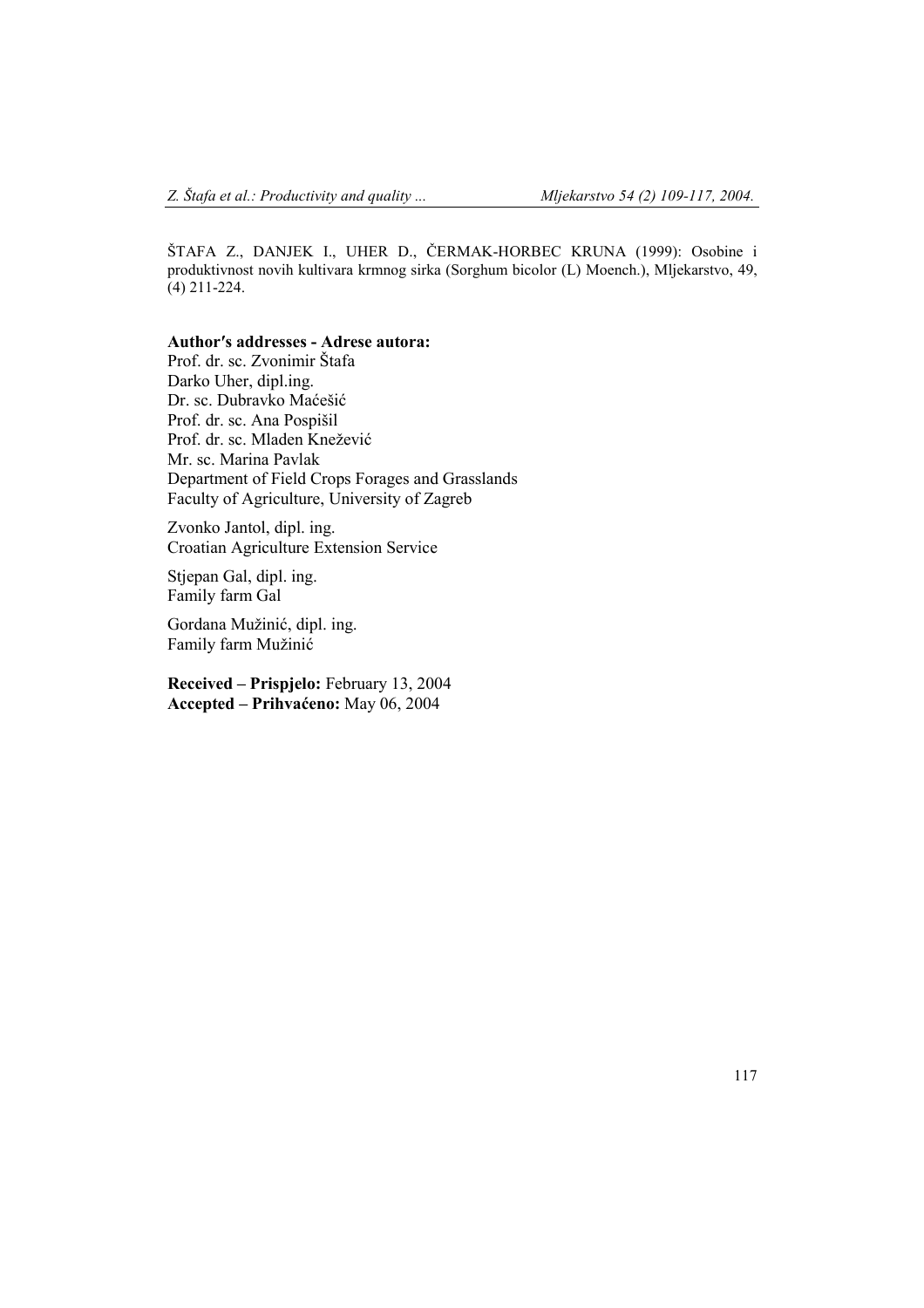ŠTAFA Z., DANJEK I., UHER D., ČERMAK-HORBEC KRUNA (1999): Osobine i produktivnost novih kultivara krmnog sirka (Sorghum bicolor (L) Moench.), Mljekarstvo, 49, (4) 211-224.

**Author′s addresses - Adrese autora:**
Prof. dr. sc. Zvonimir Štafa
Darko Uher, dipl.ing.
Dr. sc. Dubravko Maćešić
Prof. dr. sc. Ana Pospišil
Prof. dr. sc. Mladen Knežević
Mr. sc. Marina Pavlak
Department of Field Crops Forages and Grasslands
Faculty of Agriculture, University of Zagreb

Zvonko Jantol, dipl. ing.
Croatian Agriculture Extension Service

Stjepan Gal, dipl. ing.
Family farm Gal

Gordana Mužinić, dipl. ing.
Family farm Mužinić

**Received – Prispjelo:** February 13, 2004
**Accepted – Prihvaćeno:** May 06, 2004